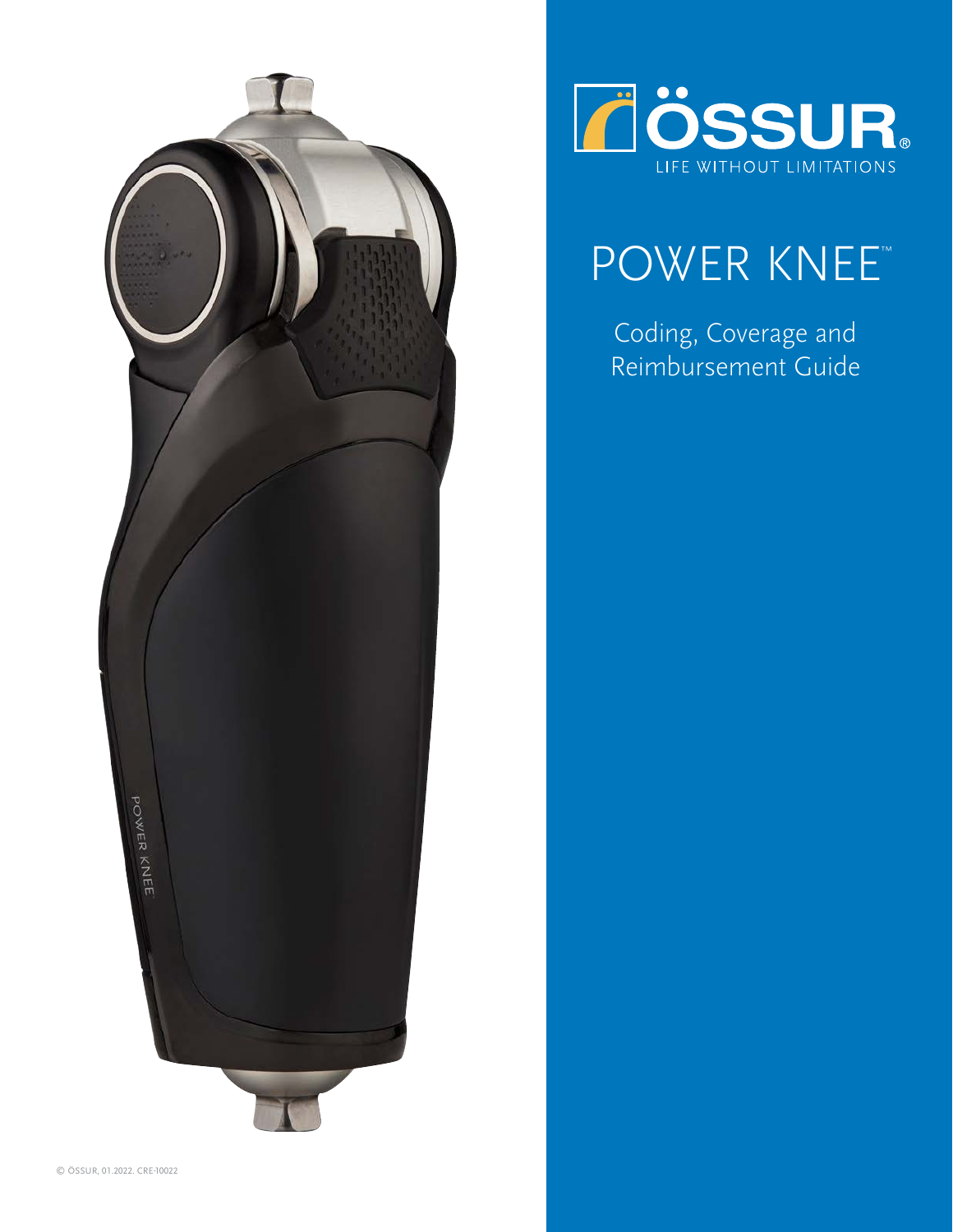ÖSSUR®

LIFE WITHOUT LIMITATIONS

# POWER KNEE™

## Coding, Coverage and Reimbursement Guide

© ÖSSUR, 01.2022. CRE-10022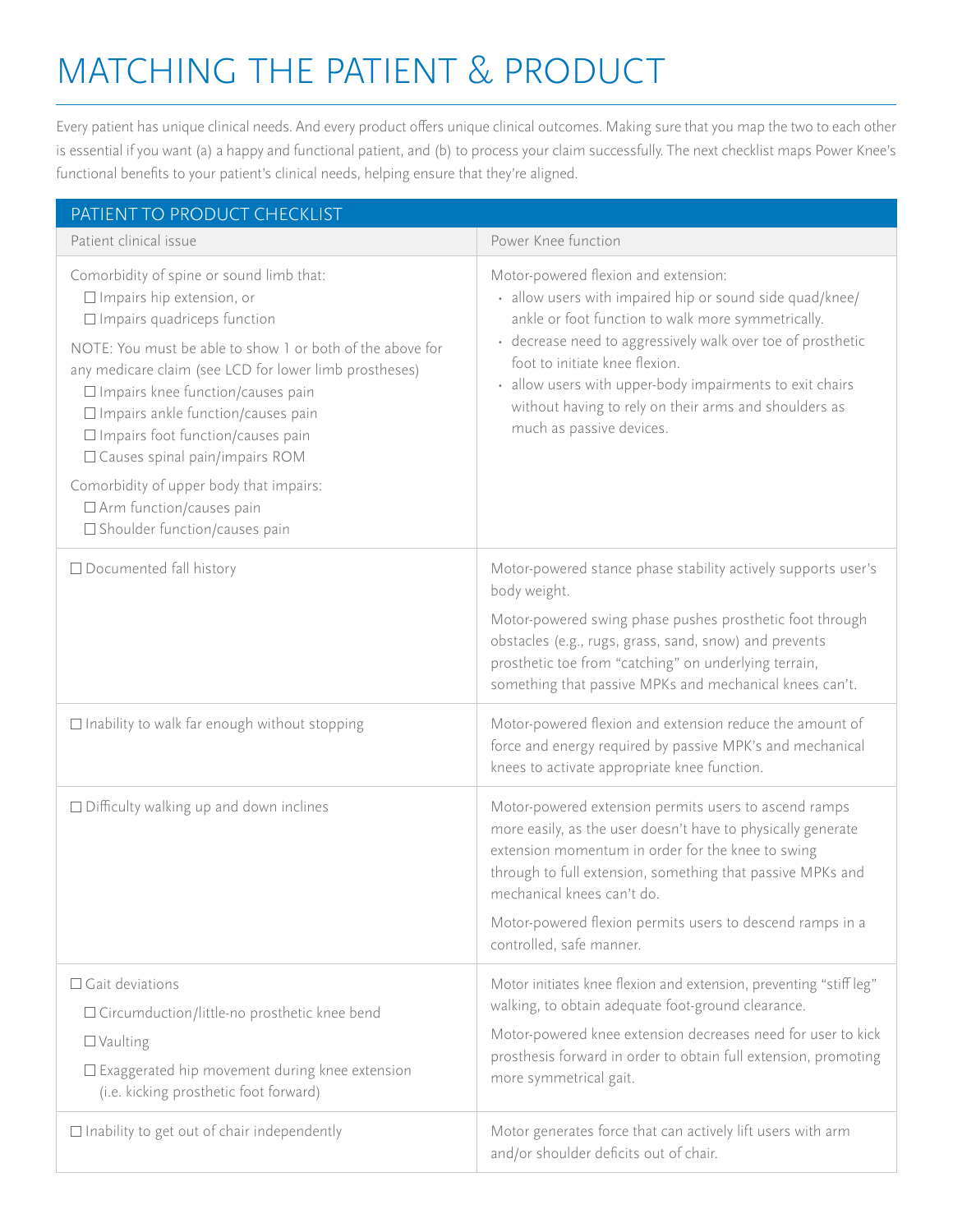# MATCHING THE PATIENT & PRODUCT

Every patient has unique clinical needs. And every product offers unique clinical outcomes. Making sure that you map the two to each other is essential if you want (a) a happy and functional patient, and (b) to process your claim successfully. The next checklist maps Power Knee's functional benefits to your patient's clinical needs, helping ensure that they're aligned.

## PATIENT TO PRODUCT CHECKLIST

| Patient clinical issue | Power Knee function |
| --- | --- |
| Comorbidity of spine or sound limb that:<br>☐ Impairs hip extension, or<br>☐ Impairs quadriceps function<br><br>NOTE: You must be able to show 1 or both of the above for any medicare claim (see LCD for lower limb prostheses)<br>☐ Impairs knee function/causes pain<br>☐ Impairs ankle function/causes pain<br>☐ Impairs foot function/causes pain<br>☐ Causes spinal pain/impairs ROM<br><br>Comorbidity of upper body that impairs:<br>☐ Arm function/causes pain<br>☐ Shoulder function/causes pain | Motor-powered flexion and extension:<br>• allow users with impaired hip or sound side quad/knee/ankle or foot function to walk more symmetrically.<br>• decrease need to aggressively walk over toe of prosthetic foot to initiate knee flexion.<br>• allow users with upper-body impairments to exit chairs without having to rely on their arms and shoulders as much as passive devices. |
| ☐ Documented fall history | Motor-powered stance phase stability actively supports user's body weight.<br><br>Motor-powered swing phase pushes prosthetic foot through obstacles (e.g., rugs, grass, sand, snow) and prevents prosthetic toe from "catching" on underlying terrain, something that passive MPKs and mechanical knees can't. |
| ☐ Inability to walk far enough without stopping | Motor-powered flexion and extension reduce the amount of force and energy required by passive MPK's and mechanical knees to activate appropriate knee function. |
| ☐ Difficulty walking up and down inclines | Motor-powered extension permits users to ascend ramps more easily, as the user doesn't have to physically generate extension momentum in order for the knee to swing through to full extension, something that passive MPKs and mechanical knees can't do.<br><br>Motor-powered flexion permits users to descend ramps in a controlled, safe manner. |
| ☐ Gait deviations<br>☐ Circumduction/little-no prosthetic knee bend<br>☐ Vaulting<br>☐ Exaggerated hip movement during knee extension (i.e. kicking prosthetic foot forward) | Motor initiates knee flexion and extension, preventing "stiff leg" walking, to obtain adequate foot-ground clearance.<br><br>Motor-powered knee extension decreases need for user to kick prosthesis forward in order to obtain full extension, promoting more symmetrical gait. |
| ☐ Inability to get out of chair independently | Motor generates force that can actively lift users with arm and/or shoulder deficits out of chair. |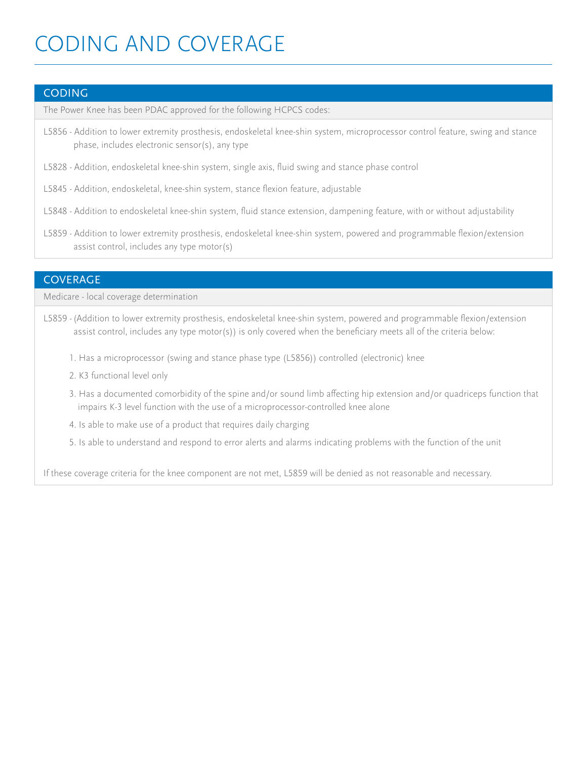# CODING AND COVERAGE

## CODING

The Power Knee has been PDAC approved for the following HCPCS codes:

L5856 - Addition to lower extremity prosthesis, endoskeletal knee-shin system, microprocessor control feature, swing and stance phase, includes electronic sensor(s), any type

L5828 - Addition, endoskeletal knee-shin system, single axis, fluid swing and stance phase control

L5845 - Addition, endoskeletal, knee-shin system, stance flexion feature, adjustable

L5848 - Addition to endoskeletal knee-shin system, fluid stance extension, dampening feature, with or without adjustability

L5859 - Addition to lower extremity prosthesis, endoskeletal knee-shin system, powered and programmable flexion/extension assist control, includes any type motor(s)

## COVERAGE

Medicare - local coverage determination

L5859 - (Addition to lower extremity prosthesis, endoskeletal knee-shin system, powered and programmable flexion/extension assist control, includes any type motor(s)) is only covered when the beneficiary meets all of the criteria below:

1. Has a microprocessor (swing and stance phase type (L5856)) controlled (electronic) knee
2. K3 functional level only
3. Has a documented comorbidity of the spine and/or sound limb affecting hip extension and/or quadriceps function that impairs K-3 level function with the use of a microprocessor-controlled knee alone
4. Is able to make use of a product that requires daily charging
5. Is able to understand and respond to error alerts and alarms indicating problems with the function of the unit

If these coverage criteria for the knee component are not met, L5859 will be denied as not reasonable and necessary.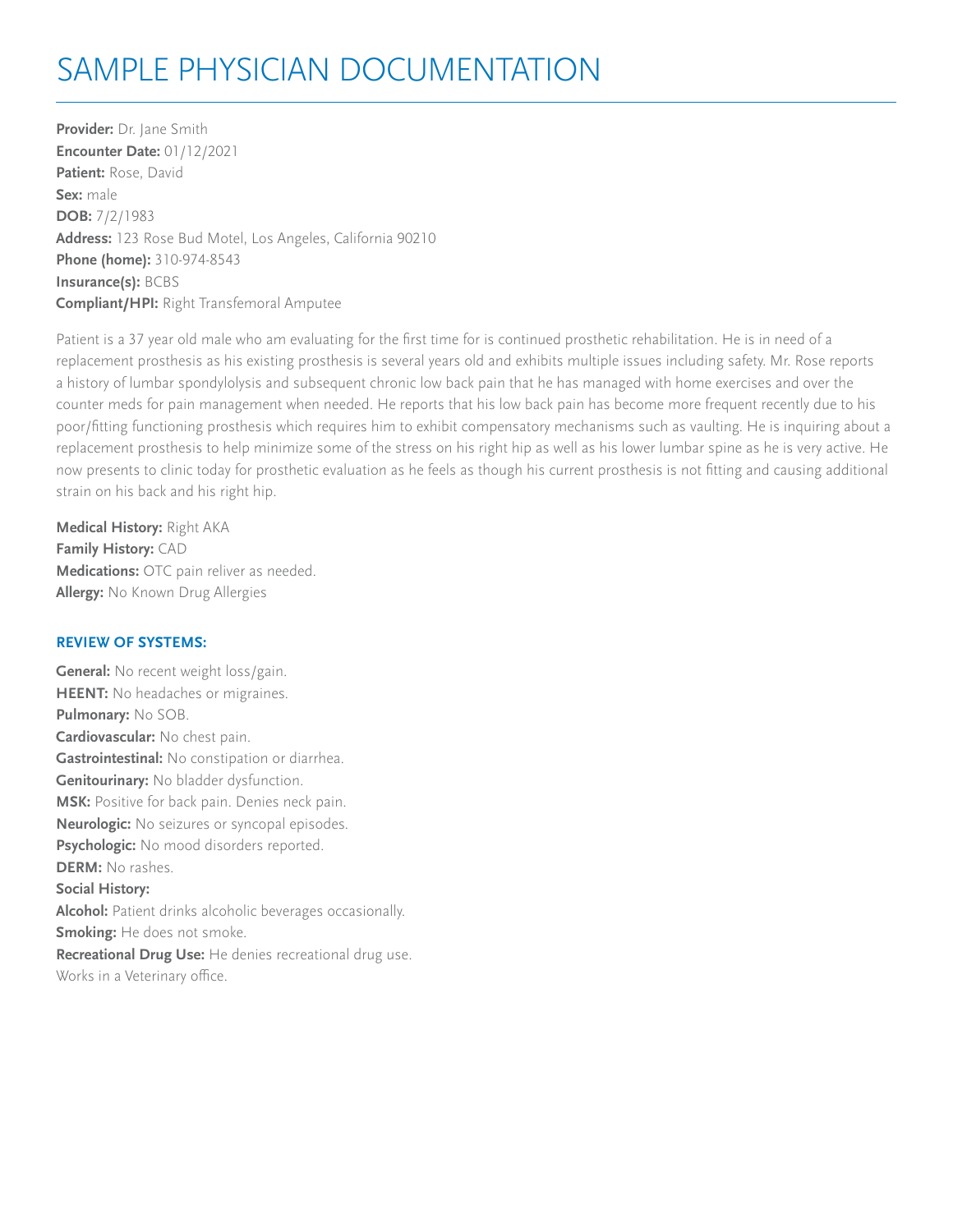# SAMPLE PHYSICIAN DOCUMENTATION

**Provider:** Dr. Jane Smith
**Encounter Date:** 01/12/2021
**Patient:** Rose, David
**Sex:** male
**DOB:** 7/2/1983
**Address:** 123 Rose Bud Motel, Los Angeles, California 90210
**Phone (home):** 310-974-8543
**Insurance(s):** BCBS
**Compliant/HPI:** Right Transfemoral Amputee

Patient is a 37 year old male who am evaluating for the first time for is continued prosthetic rehabilitation. He is in need of a replacement prosthesis as his existing prosthesis is several years old and exhibits multiple issues including safety. Mr. Rose reports a history of lumbar spondylolysis and subsequent chronic low back pain that he has managed with home exercises and over the counter meds for pain management when needed. He reports that his low back pain has become more frequent recently due to his poor/fitting functioning prosthesis which requires him to exhibit compensatory mechanisms such as vaulting. He is inquiring about a replacement prosthesis to help minimize some of the stress on his right hip as well as his lower lumbar spine as he is very active. He now presents to clinic today for prosthetic evaluation as he feels as though his current prosthesis is not fitting and causing additional strain on his back and his right hip.

**Medical History:** Right AKA
**Family History:** CAD
**Medications:** OTC pain reliver as needed.
**Allergy:** No Known Drug Allergies

### REVIEW OF SYSTEMS:

**General:** No recent weight loss/gain.
**HEENT:** No headaches or migraines.
**Pulmonary:** No SOB.
**Cardiovascular:** No chest pain.
**Gastrointestinal:** No constipation or diarrhea.
**Genitourinary:** No bladder dysfunction.
**MSK:** Positive for back pain. Denies neck pain.
**Neurologic:** No seizures or syncopal episodes.
**Psychologic:** No mood disorders reported.
**DERM:** No rashes.
**Social History:**
**Alcohol:** Patient drinks alcoholic beverages occasionally.
**Smoking:** He does not smoke.
**Recreational Drug Use:** He denies recreational drug use.
Works in a Veterinary office.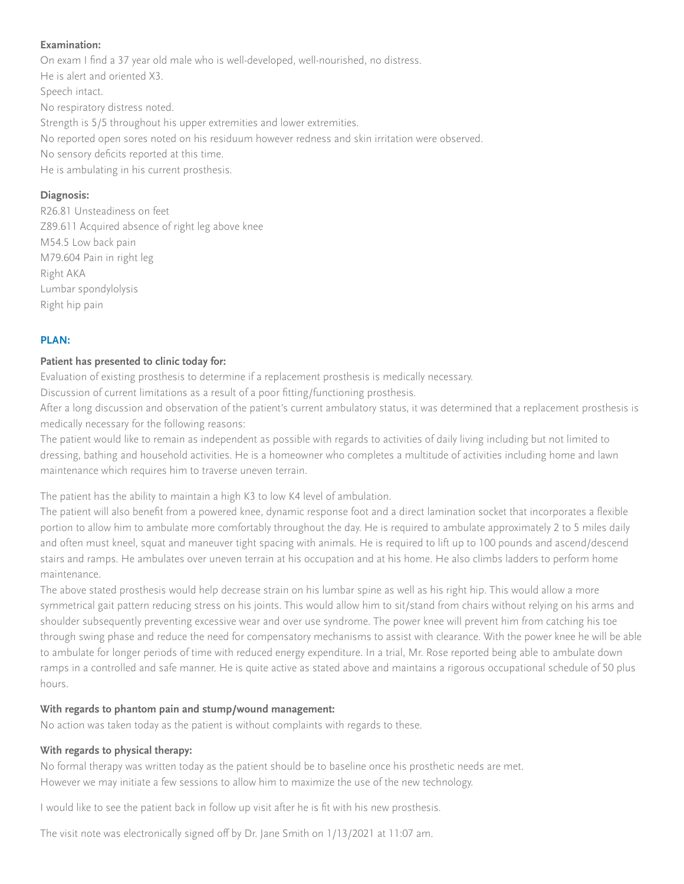**Examination:**

On exam I find a 37 year old male who is well-developed, well-nourished, no distress.
He is alert and oriented X3.
Speech intact.
No respiratory distress noted.
Strength is 5/5 throughout his upper extremities and lower extremities.
No reported open sores noted on his residuum however redness and skin irritation were observed.
No sensory deficits reported at this time.
He is ambulating in his current prosthesis.

**Diagnosis:**

R26.81 Unsteadiness on feet
Z89.611 Acquired absence of right leg above knee
M54.5 Low back pain
M79.604 Pain in right leg
Right AKA
Lumbar spondylolysis
Right hip pain

**PLAN:**

**Patient has presented to clinic today for:**

Evaluation of existing prosthesis to determine if a replacement prosthesis is medically necessary.
Discussion of current limitations as a result of a poor fitting/functioning prosthesis.
After a long discussion and observation of the patient's current ambulatory status, it was determined that a replacement prosthesis is medically necessary for the following reasons:
The patient would like to remain as independent as possible with regards to activities of daily living including but not limited to dressing, bathing and household activities. He is a homeowner who completes a multitude of activities including home and lawn maintenance which requires him to traverse uneven terrain.

The patient has the ability to maintain a high K3 to low K4 level of ambulation.
The patient will also benefit from a powered knee, dynamic response foot and a direct lamination socket that incorporates a flexible portion to allow him to ambulate more comfortably throughout the day. He is required to ambulate approximately 2 to 5 miles daily and often must kneel, squat and maneuver tight spacing with animals. He is required to lift up to 100 pounds and ascend/descend stairs and ramps. He ambulates over uneven terrain at his occupation and at his home. He also climbs ladders to perform home maintenance.
The above stated prosthesis would help decrease strain on his lumbar spine as well as his right hip. This would allow a more symmetrical gait pattern reducing stress on his joints. This would allow him to sit/stand from chairs without relying on his arms and shoulder subsequently preventing excessive wear and over use syndrome. The power knee will prevent him from catching his toe through swing phase and reduce the need for compensatory mechanisms to assist with clearance. With the power knee he will be able to ambulate for longer periods of time with reduced energy expenditure. In a trial, Mr. Rose reported being able to ambulate down ramps in a controlled and safe manner. He is quite active as stated above and maintains a rigorous occupational schedule of 50 plus hours.

**With regards to phantom pain and stump/wound management:**

No action was taken today as the patient is without complaints with regards to these.

**With regards to physical therapy:**

No formal therapy was written today as the patient should be to baseline once his prosthetic needs are met.
However we may initiate a few sessions to allow him to maximize the use of the new technology.

I would like to see the patient back in follow up visit after he is fit with his new prosthesis.

The visit note was electronically signed off by Dr. Jane Smith on 1/13/2021 at 11:07 am.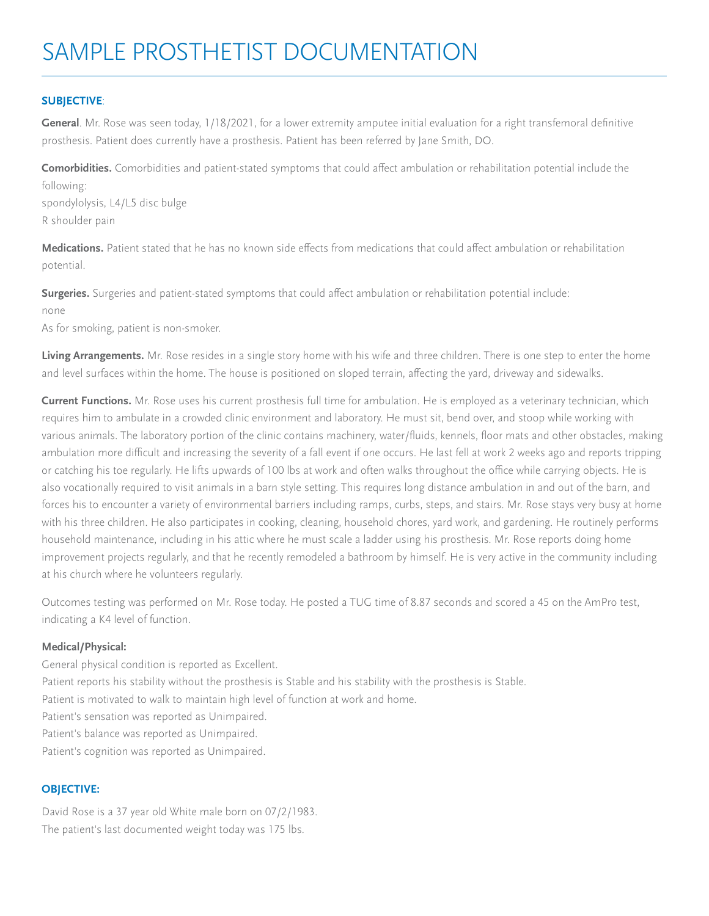# SAMPLE PROSTHETIST DOCUMENTATION

**SUBJECTIVE**:

**General**. Mr. Rose was seen today, 1/18/2021, for a lower extremity amputee initial evaluation for a right transfemoral definitive prosthesis. Patient does currently have a prosthesis. Patient has been referred by Jane Smith, DO.

**Comorbidities.** Comorbidities and patient-stated symptoms that could affect ambulation or rehabilitation potential include the following:
spondylolysis, L4/L5 disc bulge
R shoulder pain

**Medications.** Patient stated that he has no known side effects from medications that could affect ambulation or rehabilitation potential.

**Surgeries.** Surgeries and patient-stated symptoms that could affect ambulation or rehabilitation potential include:
none
As for smoking, patient is non-smoker.

**Living Arrangements.** Mr. Rose resides in a single story home with his wife and three children. There is one step to enter the home and level surfaces within the home. The house is positioned on sloped terrain, affecting the yard, driveway and sidewalks.

**Current Functions.** Mr. Rose uses his current prosthesis full time for ambulation. He is employed as a veterinary technician, which requires him to ambulate in a crowded clinic environment and laboratory. He must sit, bend over, and stoop while working with various animals. The laboratory portion of the clinic contains machinery, water/fluids, kennels, floor mats and other obstacles, making ambulation more difficult and increasing the severity of a fall event if one occurs. He last fell at work 2 weeks ago and reports tripping or catching his toe regularly. He lifts upwards of 100 lbs at work and often walks throughout the office while carrying objects. He is also vocationally required to visit animals in a barn style setting. This requires long distance ambulation in and out of the barn, and forces his to encounter a variety of environmental barriers including ramps, curbs, steps, and stairs. Mr. Rose stays very busy at home with his three children. He also participates in cooking, cleaning, household chores, yard work, and gardening. He routinely performs household maintenance, including in his attic where he must scale a ladder using his prosthesis. Mr. Rose reports doing home improvement projects regularly, and that he recently remodeled a bathroom by himself. He is very active in the community including at his church where he volunteers regularly.

Outcomes testing was performed on Mr. Rose today. He posted a TUG time of 8.87 seconds and scored a 45 on the AmPro test, indicating a K4 level of function.

**Medical/Physical:**

General physical condition is reported as Excellent.
Patient reports his stability without the prosthesis is Stable and his stability with the prosthesis is Stable.
Patient is motivated to walk to maintain high level of function at work and home.
Patient's sensation was reported as Unimpaired.
Patient's balance was reported as Unimpaired.
Patient's cognition was reported as Unimpaired.

**OBJECTIVE:**

David Rose is a 37 year old White male born on 07/2/1983.
The patient's last documented weight today was 175 lbs.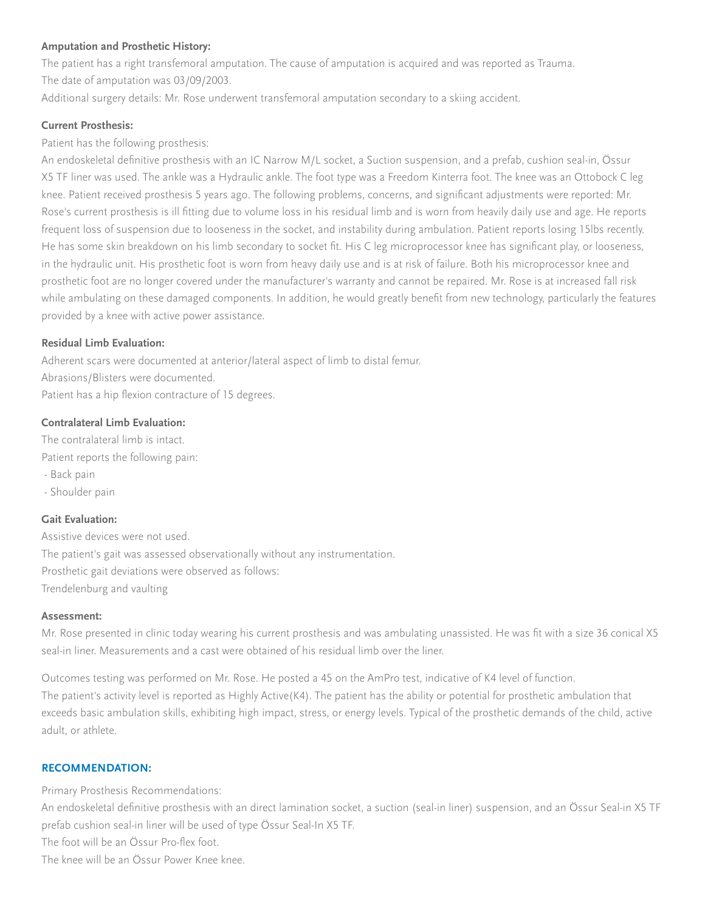**Amputation and Prosthetic History:**

The patient has a right transfemoral amputation. The cause of amputation is acquired and was reported as Trauma.
The date of amputation was 03/09/2003.
Additional surgery details: Mr. Rose underwent transfemoral amputation secondary to a skiing accident.

**Current Prosthesis:**

Patient has the following prosthesis:
An endoskeletal definitive prosthesis with an IC Narrow M/L socket, a Suction suspension, and a prefab, cushion seal-in, Össur X5 TF liner was used. The ankle was a Hydraulic ankle. The foot type was a Freedom Kinterra foot. The knee was an Ottobock C leg knee. Patient received prosthesis 5 years ago. The following problems, concerns, and significant adjustments were reported: Mr. Rose's current prosthesis is ill fitting due to volume loss in his residual limb and is worn from heavily daily use and age. He reports frequent loss of suspension due to looseness in the socket, and instability during ambulation. Patient reports losing 15lbs recently. He has some skin breakdown on his limb secondary to socket fit. His C leg microprocessor knee has significant play, or looseness, in the hydraulic unit. His prosthetic foot is worn from heavy daily use and is at risk of failure. Both his microprocessor knee and prosthetic foot are no longer covered under the manufacturer's warranty and cannot be repaired. Mr. Rose is at increased fall risk while ambulating on these damaged components. In addition, he would greatly benefit from new technology, particularly the features provided by a knee with active power assistance.

**Residual Limb Evaluation:**

Adherent scars were documented at anterior/lateral aspect of limb to distal femur.
Abrasions/Blisters were documented.
Patient has a hip flexion contracture of 15 degrees.

**Contralateral Limb Evaluation:**

The contralateral limb is intact.
Patient reports the following pain:
- Back pain
- Shoulder pain

**Gait Evaluation:**

Assistive devices were not used.
The patient's gait was assessed observationally without any instrumentation.
Prosthetic gait deviations were observed as follows:
Trendelenburg and vaulting

**Assessment:**

Mr. Rose presented in clinic today wearing his current prosthesis and was ambulating unassisted. He was fit with a size 36 conical X5 seal-in liner. Measurements and a cast were obtained of his residual limb over the liner.

Outcomes testing was performed on Mr. Rose. He posted a 45 on the AmPro test, indicative of K4 level of function.
The patient's activity level is reported as Highly Active(K4). The patient has the ability or potential for prosthetic ambulation that exceeds basic ambulation skills, exhibiting high impact, stress, or energy levels. Typical of the prosthetic demands of the child, active adult, or athlete.

## RECOMMENDATION:

Primary Prosthesis Recommendations:
An endoskeletal definitive prosthesis with an direct lamination socket, a suction (seal-in liner) suspension, and an Össur Seal-in X5 TF prefab cushion seal-in liner will be used of type Össur Seal-In X5 TF.
The foot will be an Össur Pro-flex foot.
The knee will be an Össur Power Knee knee.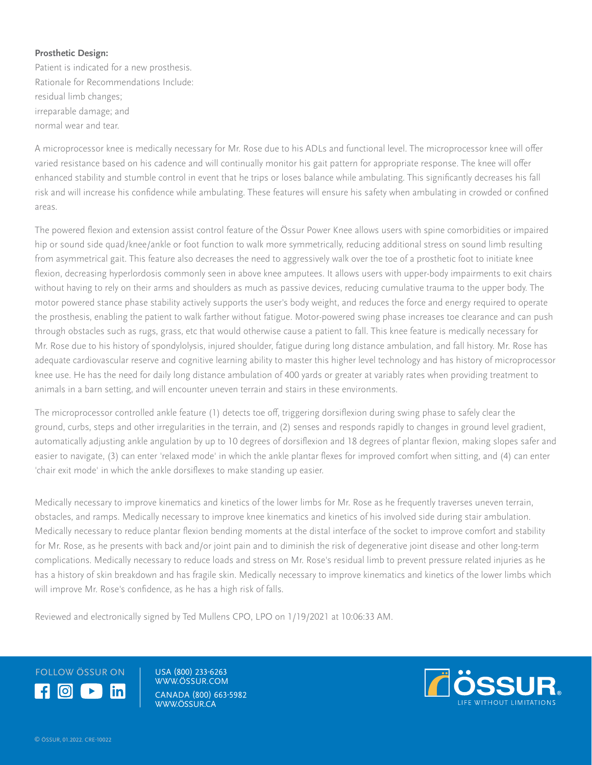**Prosthetic Design:**

Patient is indicated for a new prosthesis.
Rationale for Recommendations Include:
residual limb changes;
irreparable damage; and
normal wear and tear.

A microprocessor knee is medically necessary for Mr. Rose due to his ADLs and functional level. The microprocessor knee will offer varied resistance based on his cadence and will continually monitor his gait pattern for appropriate response. The knee will offer enhanced stability and stumble control in event that he trips or loses balance while ambulating. This significantly decreases his fall risk and will increase his confidence while ambulating. These features will ensure his safety when ambulating in crowded or confined areas.

The powered flexion and extension assist control feature of the Össur Power Knee allows users with spine comorbidities or impaired hip or sound side quad/knee/ankle or foot function to walk more symmetrically, reducing additional stress on sound limb resulting from asymmetrical gait. This feature also decreases the need to aggressively walk over the toe of a prosthetic foot to initiate knee flexion, decreasing hyperlordosis commonly seen in above knee amputees. It allows users with upper-body impairments to exit chairs without having to rely on their arms and shoulders as much as passive devices, reducing cumulative trauma to the upper body. The motor powered stance phase stability actively supports the user's body weight, and reduces the force and energy required to operate the prosthesis, enabling the patient to walk farther without fatigue. Motor-powered swing phase increases toe clearance and can push through obstacles such as rugs, grass, etc that would otherwise cause a patient to fall. This knee feature is medically necessary for Mr. Rose due to his history of spondylolysis, injured shoulder, fatigue during long distance ambulation, and fall history. Mr. Rose has adequate cardiovascular reserve and cognitive learning ability to master this higher level technology and has history of microprocessor knee use. He has the need for daily long distance ambulation of 400 yards or greater at variably rates when providing treatment to animals in a barn setting, and will encounter uneven terrain and stairs in these environments.

The microprocessor controlled ankle feature (1) detects toe off, triggering dorsiflexion during swing phase to safely clear the ground, curbs, steps and other irregularities in the terrain, and (2) senses and responds rapidly to changes in ground level gradient, automatically adjusting ankle angulation by up to 10 degrees of dorsiflexion and 18 degrees of plantar flexion, making slopes safer and easier to navigate, (3) can enter 'relaxed mode' in which the ankle plantar flexes for improved comfort when sitting, and (4) can enter 'chair exit mode' in which the ankle dorsiflexes to make standing up easier.

Medically necessary to improve kinematics and kinetics of the lower limbs for Mr. Rose as he frequently traverses uneven terrain, obstacles, and ramps. Medically necessary to improve knee kinematics and kinetics of his involved side during stair ambulation. Medically necessary to reduce plantar flexion bending moments at the distal interface of the socket to improve comfort and stability for Mr. Rose, as he presents with back and/or joint pain and to diminish the risk of degenerative joint disease and other long-term complications. Medically necessary to reduce loads and stress on Mr. Rose's residual limb to prevent pressure related injuries as he has a history of skin breakdown and has fragile skin. Medically necessary to improve kinematics and kinetics of the lower limbs which will improve Mr. Rose's confidence, as he has a high risk of falls.

Reviewed and electronically signed by Ted Mullens CPO, LPO on 1/19/2021 at 10:06:33 AM.

FOLLOW ÖSSUR ON

USA (800) 233-6263
WWW.ÖSSUR.COM

CANADA (800) 663-5982
WWW.ÖSSUR.CA

ÖSSUR® LIFE WITHOUT LIMITATIONS

© ÖSSUR, 01.2022. CRE-10022